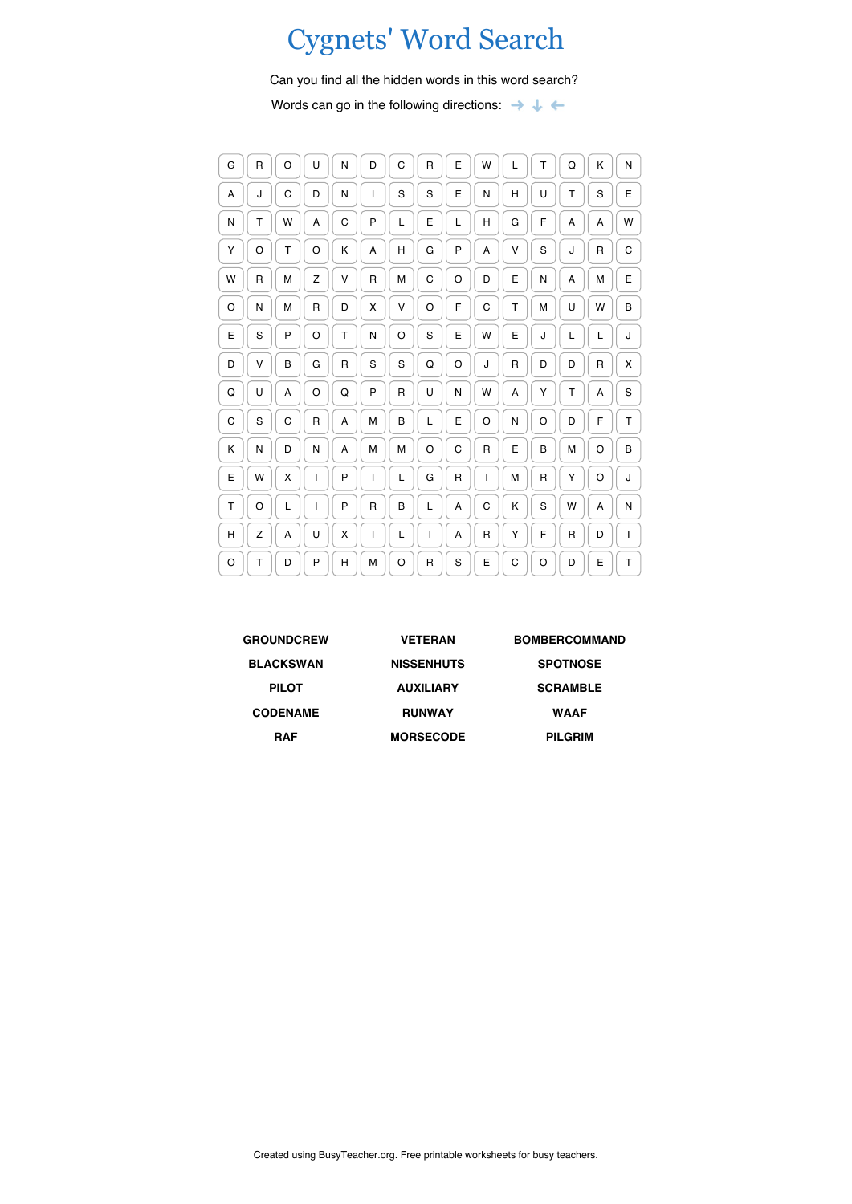# Cygnets' Word Search

Can you find all the hidden words in this word search?

Words can go in the following directions: → ↓ ←

| | | | | | | | | | | | | | | |
|---|---|---|---|---|---|---|---|---|---|---|---|---|---|---|
| G | R | O | U | N | D | C | R | E | W | L | T | Q | K | N |
| A | J | C | D | N | I | S | S | E | N | H | U | T | S | E |
| N | T | W | A | C | P | L | E | L | H | G | F | A | A | W |
| Y | O | T | O | K | A | H | G | P | A | V | S | J | R | C |
| W | R | M | Z | V | R | M | C | O | D | E | N | A | M | E |
| O | N | M | R | D | X | V | O | F | C | T | M | U | W | B |
| E | S | P | O | T | N | O | S | E | W | E | J | L | L | J |
| D | V | B | G | R | S | S | Q | O | J | R | D | D | R | X |
| Q | U | A | O | Q | P | R | U | N | W | A | Y | T | A | S |
| C | S | C | R | A | M | B | L | E | O | N | O | D | F | T |
| K | N | D | N | A | M | M | O | C | R | E | B | M | O | B |
| E | W | X | I | P | I | L | G | R | I | M | R | Y | O | J |
| T | O | L | I | P | R | B | L | A | C | K | S | W | A | N |
| H | Z | A | U | X | I | L | I | A | R | Y | F | R | D | I |
| O | T | D | P | H | M | O | R | S | E | C | O | D | E | T |

**GROUNDCREW** **VETERAN** **BOMBERCOMMAND**

**BLACKSWAN** **NISSENHUTS** **SPOTNOSE**

**PILOT** **AUXILIARY** **SCRAMBLE**

**CODENAME** **RUNWAY** **WAAF**

**RAF** **MORSECODE** **PILGRIM**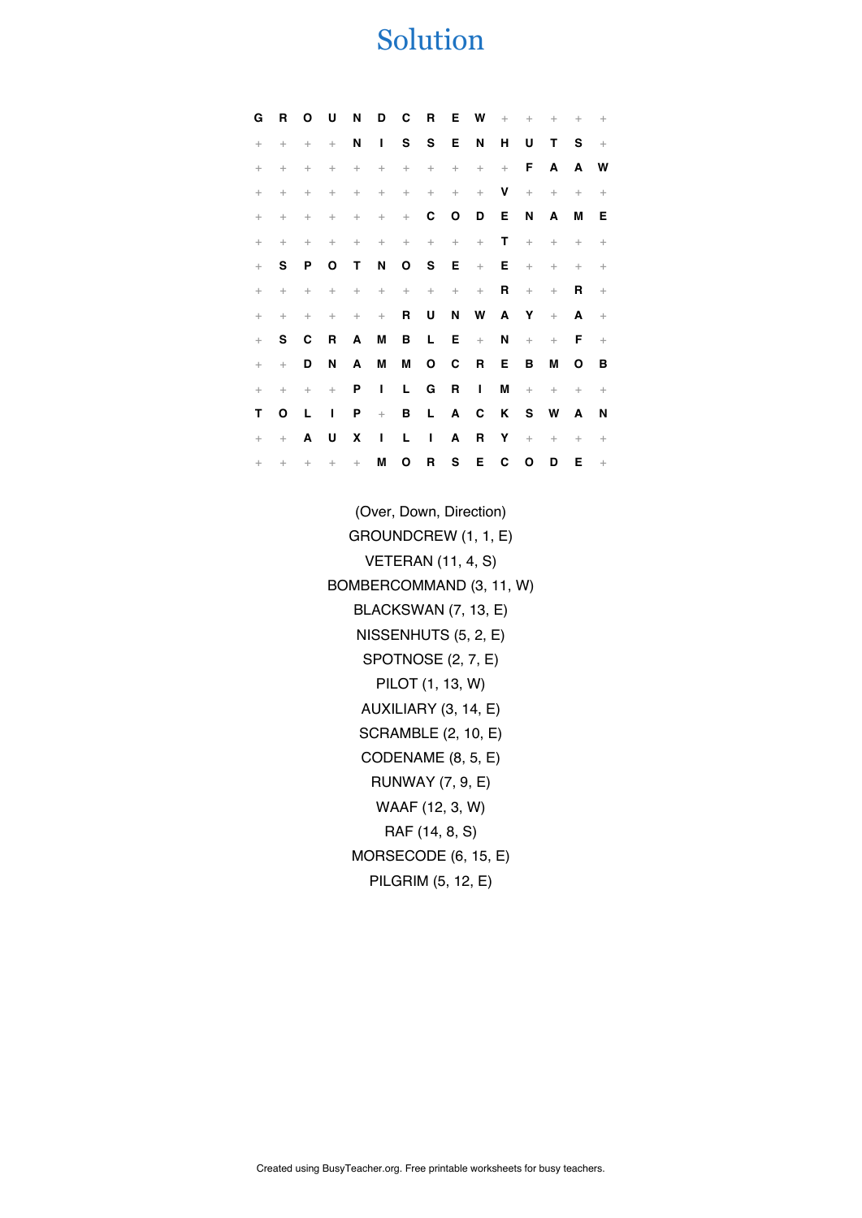# Solution

| | | | | | | | | | | | | | | |
|---|---|---|---|---|---|---|---|---|---|---|---|---|---|---|
| G | R | O | U | N | D | C | R | E | W | + | + | + | + | + |
| + | + | + | + | N | I | S | S | E | N | H | U | T | S | + |
| + | + | + | + | + | + | + | + | + | + | + | F | A | A | W |
| + | + | + | + | + | + | + | + | + | + | V | + | + | + | + |
| + | + | + | + | + | + | + | C | O | D | E | N | A | M | E |
| + | + | + | + | + | + | + | + | + | + | T | + | + | + | + |
| + | S | P | O | T | N | O | S | E | + | E | + | + | + | + |
| + | + | + | + | + | + | + | + | + | + | R | + | + | R | + |
| + | + | + | + | + | + | R | U | N | W | A | Y | + | A | + |
| + | S | C | R | A | M | B | L | E | + | N | + | + | F | + |
| + | + | D | N | A | M | M | O | C | R | E | B | M | O | B |
| + | + | + | + | P | I | L | G | R | I | M | + | + | + | + |
| T | O | L | I | P | + | B | L | A | C | K | S | W | A | N |
| + | + | A | U | X | I | L | I | A | R | Y | + | + | + | + |
| + | + | + | + | + | M | O | R | S | E | C | O | D | E | + |

(Over, Down, Direction)

GROUNDCREW (1, 1, E)

VETERAN (11, 4, S)

BOMBERCOMMAND (3, 11, W)

BLACKSWAN (7, 13, E)

NISSENHUTS (5, 2, E)

SPOTNOSE (2, 7, E)

PILOT (1, 13, W)

AUXILIARY (3, 14, E)

SCRAMBLE (2, 10, E)

CODENAME (8, 5, E)

RUNWAY (7, 9, E)

WAAF (12, 3, W)

RAF (14, 8, S)

MORSECODE (6, 15, E)

PILGRIM (5, 12, E)

Created using BusyTeacher.org. Free printable worksheets for busy teachers.